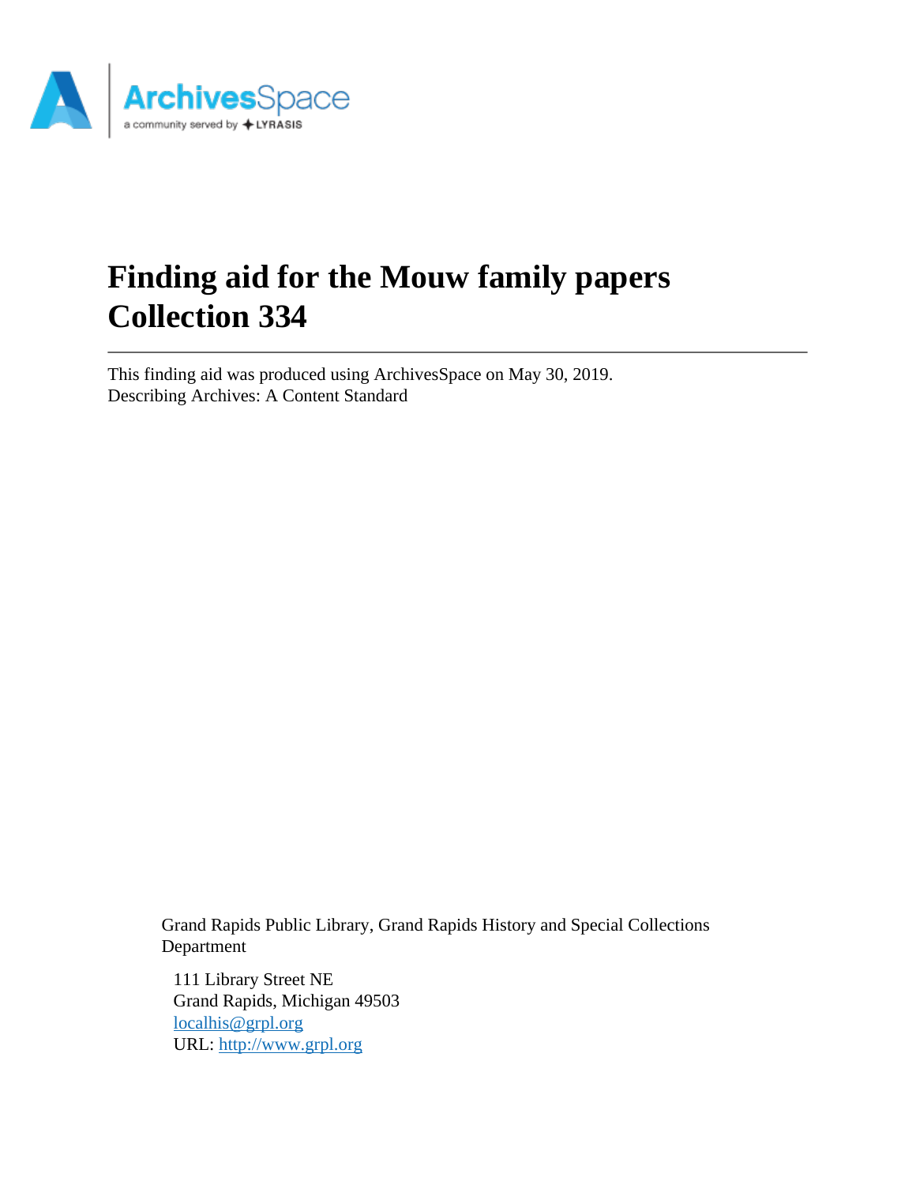# Finding aid for the Mouw family papers Collection 334

This finding aid was produced using ArchivesSpace on May 30, 2019.
Describing Archives: A Content Standard

Grand Rapids Public Library, Grand Rapids History and Special Collections Department

111 Library Street NE
Grand Rapids, Michigan 49503
[localhis@grpl.org](mailto:localhis@grpl.org)
URL: [http://www.grpl.org](http://www.grpl.org)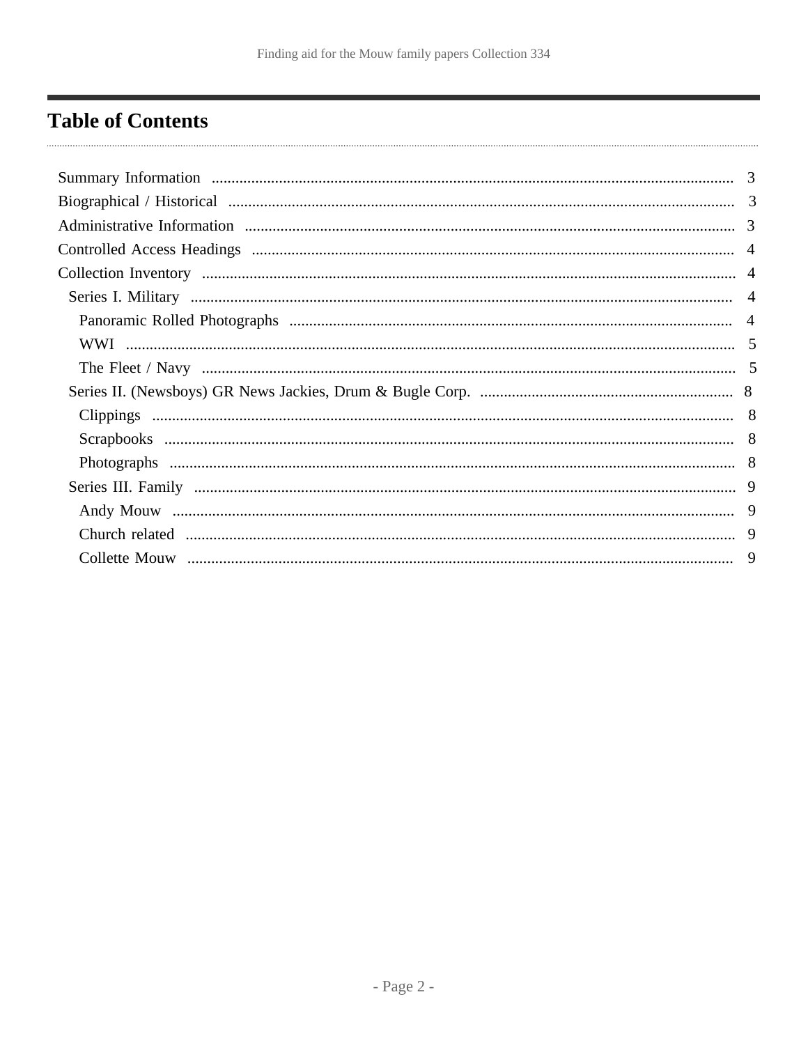# Table of Contents

- Summary Information ... 3
- Biographical / Historical ... 3
- Administrative Information ... 3
- Controlled Access Headings ... 4
- Collection Inventory ... 4
  - Series I. Military ... 4
    - Panoramic Rolled Photographs ... 4
    - WWI ... 5
    - The Fleet / Navy ... 5
  - Series II. (Newsboys) GR News Jackies, Drum & Bugle Corp. ... 8
    - Clippings ... 8
    - Scrapbooks ... 8
    - Photographs ... 8
  - Series III. Family ... 9
    - Andy Mouw ... 9
    - Church related ... 9
    - Collette Mouw ... 9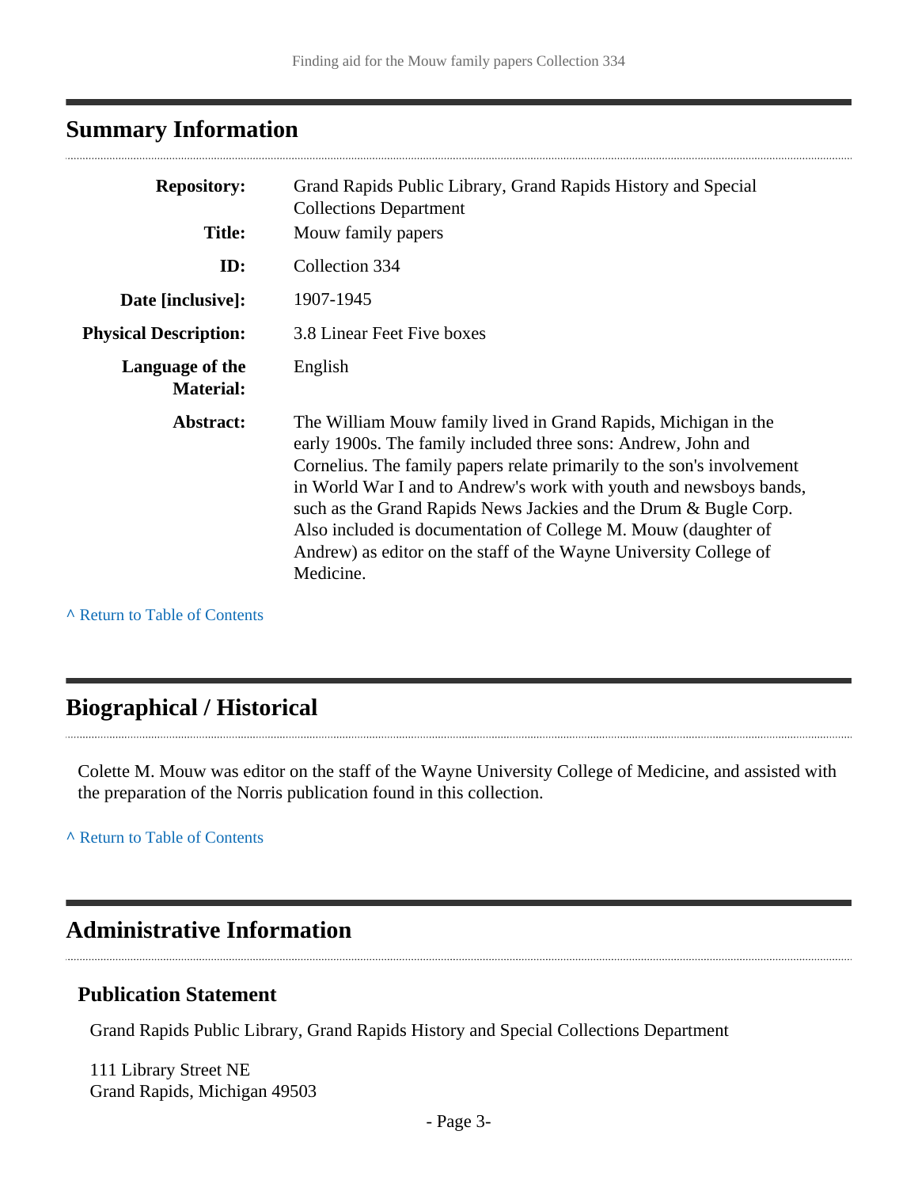## Summary Information

| | |
|---|---|
| **Repository:** | Grand Rapids Public Library, Grand Rapids History and Special Collections Department |
| **Title:** | Mouw family papers |
| **ID:** | Collection 334 |
| **Date [inclusive]:** | 1907-1945 |
| **Physical Description:** | 3.8 Linear Feet Five boxes |
| **Language of the Material:** | English |
| **Abstract:** | The William Mouw family lived in Grand Rapids, Michigan in the early 1900s. The family included three sons: Andrew, John and Cornelius. The family papers relate primarily to the son's involvement in World War I and to Andrew's work with youth and newsboys bands, such as the Grand Rapids News Jackies and the Drum & Bugle Corp. Also included is documentation of College M. Mouw (daughter of Andrew) as editor on the staff of the Wayne University College of Medicine. |

^ Return to Table of Contents

## Biographical / Historical

Colette M. Mouw was editor on the staff of the Wayne University College of Medicine, and assisted with the preparation of the Norris publication found in this collection.

^ Return to Table of Contents

## Administrative Information

### Publication Statement

Grand Rapids Public Library, Grand Rapids History and Special Collections Department

111 Library Street NE
Grand Rapids, Michigan 49503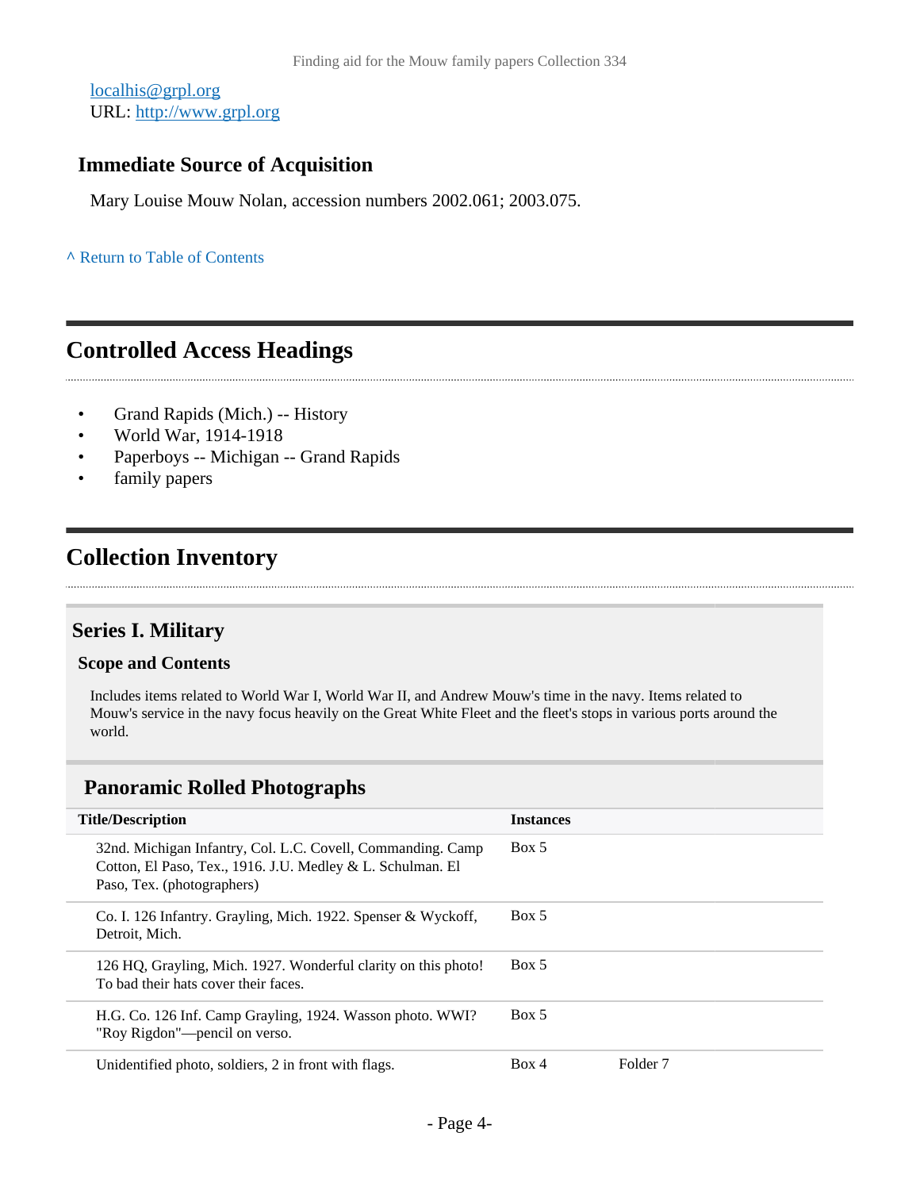localhis@grpl.org
URL: http://www.grpl.org

### Immediate Source of Acquisition

Mary Louise Mouw Nolan, accession numbers 2002.061; 2003.075.

^ Return to Table of Contents

## Controlled Access Headings

- Grand Rapids (Mich.) -- History
- World War, 1914-1918
- Paperboys -- Michigan -- Grand Rapids
- family papers

## Collection Inventory

### Series I. Military

#### Scope and Contents

Includes items related to World War I, World War II, and Andrew Mouw's time in the navy. Items related to Mouw's service in the navy focus heavily on the Great White Fleet and the fleet's stops in various ports around the world.

### Panoramic Rolled Photographs

| Title/Description | Instances | |
|---|---|---|
| 32nd. Michigan Infantry, Col. L.C. Covell, Commanding. Camp Cotton, El Paso, Tex., 1916. J.U. Medley & L. Schulman. El Paso, Tex. (photographers) | Box 5 | |
| Co. I. 126 Infantry. Grayling, Mich. 1922. Spenser & Wyckoff, Detroit, Mich. | Box 5 | |
| 126 HQ, Grayling, Mich. 1927. Wonderful clarity on this photo! To bad their hats cover their faces. | Box 5 | |
| H.G. Co. 126 Inf. Camp Grayling, 1924. Wasson photo. WWI? "Roy Rigdon"—pencil on verso. | Box 5 | |
| Unidentified photo, soldiers, 2 in front with flags. | Box 4 | Folder 7 |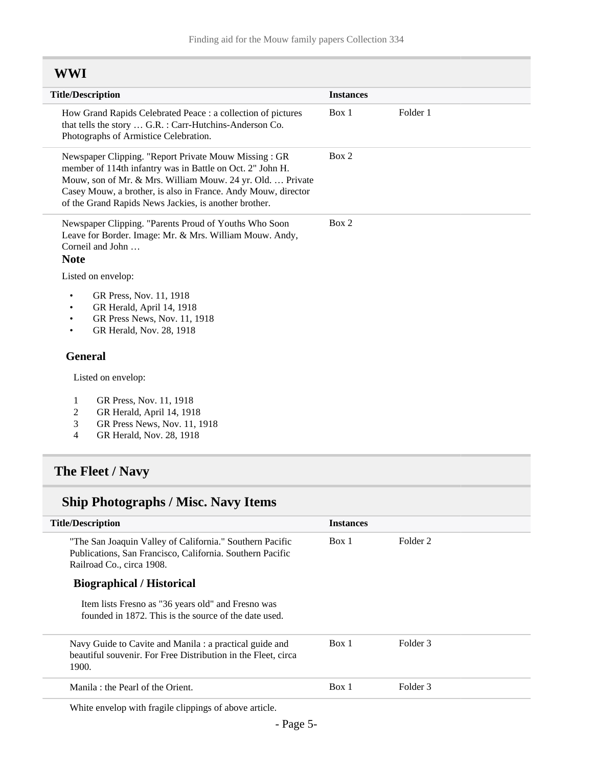## WWI

| Title/Description | Instances | |
|---|---|---|
| How Grand Rapids Celebrated Peace : a collection of pictures that tells the story … G.R. : Carr-Hutchins-Anderson Co. Photographs of Armistice Celebration. | Box 1 | Folder 1 |
| Newspaper Clipping. "Report Private Mouw Missing : GR member of 114th infantry was in Battle on Oct. 2" John H. Mouw, son of Mr. & Mrs. William Mouw. 24 yr. Old. … Private Casey Mouw, a brother, is also in France. Andy Mouw, director of the Grand Rapids News Jackies, is another brother. | Box 2 | |
| Newspaper Clipping. "Parents Proud of Youths Who Soon Leave for Border. Image: Mr. & Mrs. William Mouw. Andy, Corneil and John … | Box 2 | |

**Note**

Listed on envelop:

- GR Press, Nov. 11, 1918
- GR Herald, April 14, 1918
- GR Press News, Nov. 11, 1918
- GR Herald, Nov. 28, 1918

**General**

Listed on envelop:

1. GR Press, Nov. 11, 1918
2. GR Herald, April 14, 1918
3. GR Press News, Nov. 11, 1918
4. GR Herald, Nov. 28, 1918

## The Fleet / Navy

### Ship Photographs / Misc. Navy Items

| Title/Description | Instances | |
|---|---|---|
| "The San Joaquin Valley of California." Southern Pacific Publications, San Francisco, California. Southern Pacific Railroad Co., circa 1908. | Box 1 | Folder 2 |

**Biographical / Historical**

Item lists Fresno as "36 years old" and Fresno was founded in 1872. This is the source of the date used.

| Title/Description | Instances | |
|---|---|---|
| Navy Guide to Cavite and Manila : a practical guide and beautiful souvenir. For Free Distribution in the Fleet, circa 1900. | Box 1 | Folder 3 |
| Manila : the Pearl of the Orient. | Box 1 | Folder 3 |

White envelop with fragile clippings of above article.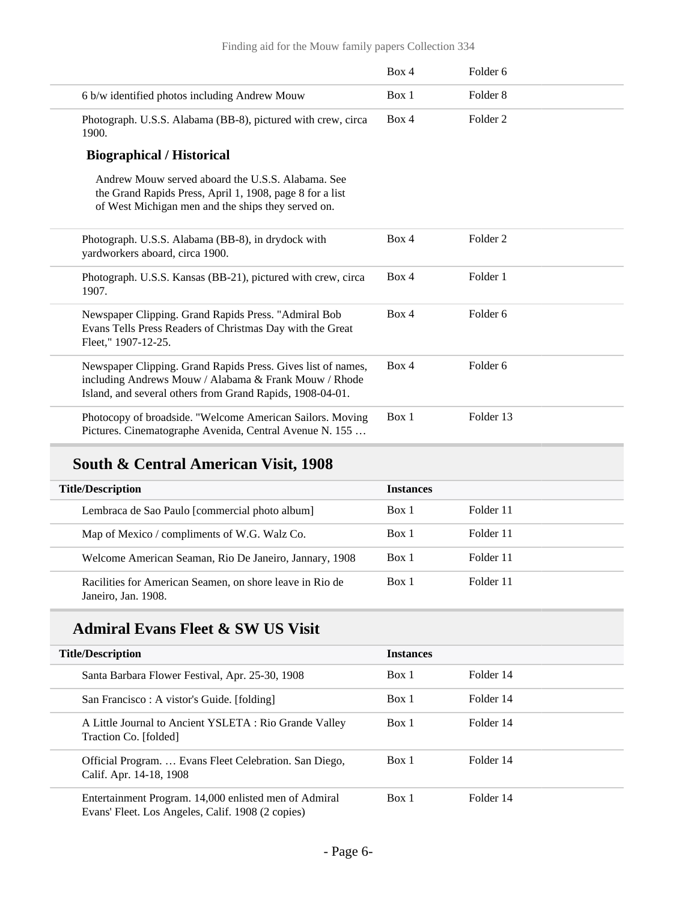| | | |
|---|---|---|
| | Box 4 | Folder 6 |
| 6 b/w identified photos including Andrew Mouw | Box 1 | Folder 8 |
| Photograph. U.S.S. Alabama (BB-8), pictured with crew, circa 1900. | Box 4 | Folder 2 |

**Biographical / Historical**

Andrew Mouw served aboard the U.S.S. Alabama. See the Grand Rapids Press, April 1, 1908, page 8 for a list of West Michigan men and the ships they served on.

| | | |
|---|---|---|
| Photograph. U.S.S. Alabama (BB-8), in drydock with yardworkers aboard, circa 1900. | Box 4 | Folder 2 |
| Photograph. U.S.S. Kansas (BB-21), pictured with crew, circa 1907. | Box 4 | Folder 1 |
| Newspaper Clipping. Grand Rapids Press. "Admiral Bob Evans Tells Press Readers of Christmas Day with the Great Fleet," 1907-12-25. | Box 4 | Folder 6 |
| Newspaper Clipping. Grand Rapids Press. Gives list of names, including Andrews Mouw / Alabama & Frank Mouw / Rhode Island, and several others from Grand Rapids, 1908-04-01. | Box 4 | Folder 6 |
| Photocopy of broadside. "Welcome American Sailors. Moving Pictures. Cinematographe Avenida, Central Avenue N. 155 … | Box 1 | Folder 13 |

## South & Central American Visit, 1908

| Title/Description | Instances | |
|---|---|---|
| Lembraca de Sao Paulo [commercial photo album] | Box 1 | Folder 11 |
| Map of Mexico / compliments of W.G. Walz Co. | Box 1 | Folder 11 |
| Welcome American Seaman, Rio De Janeiro, Jannary, 1908 | Box 1 | Folder 11 |
| Racilities for American Seamen, on shore leave in Rio de Janeiro, Jan. 1908. | Box 1 | Folder 11 |

## Admiral Evans Fleet & SW US Visit

| Title/Description | Instances | |
|---|---|---|
| Santa Barbara Flower Festival, Apr. 25-30, 1908 | Box 1 | Folder 14 |
| San Francisco : A vistor's Guide. [folding] | Box 1 | Folder 14 |
| A Little Journal to Ancient YSLETA : Rio Grande Valley Traction Co. [folded] | Box 1 | Folder 14 |
| Official Program. … Evans Fleet Celebration. San Diego, Calif. Apr. 14-18, 1908 | Box 1 | Folder 14 |
| Entertainment Program. 14,000 enlisted men of Admiral Evans' Fleet. Los Angeles, Calif. 1908 (2 copies) | Box 1 | Folder 14 |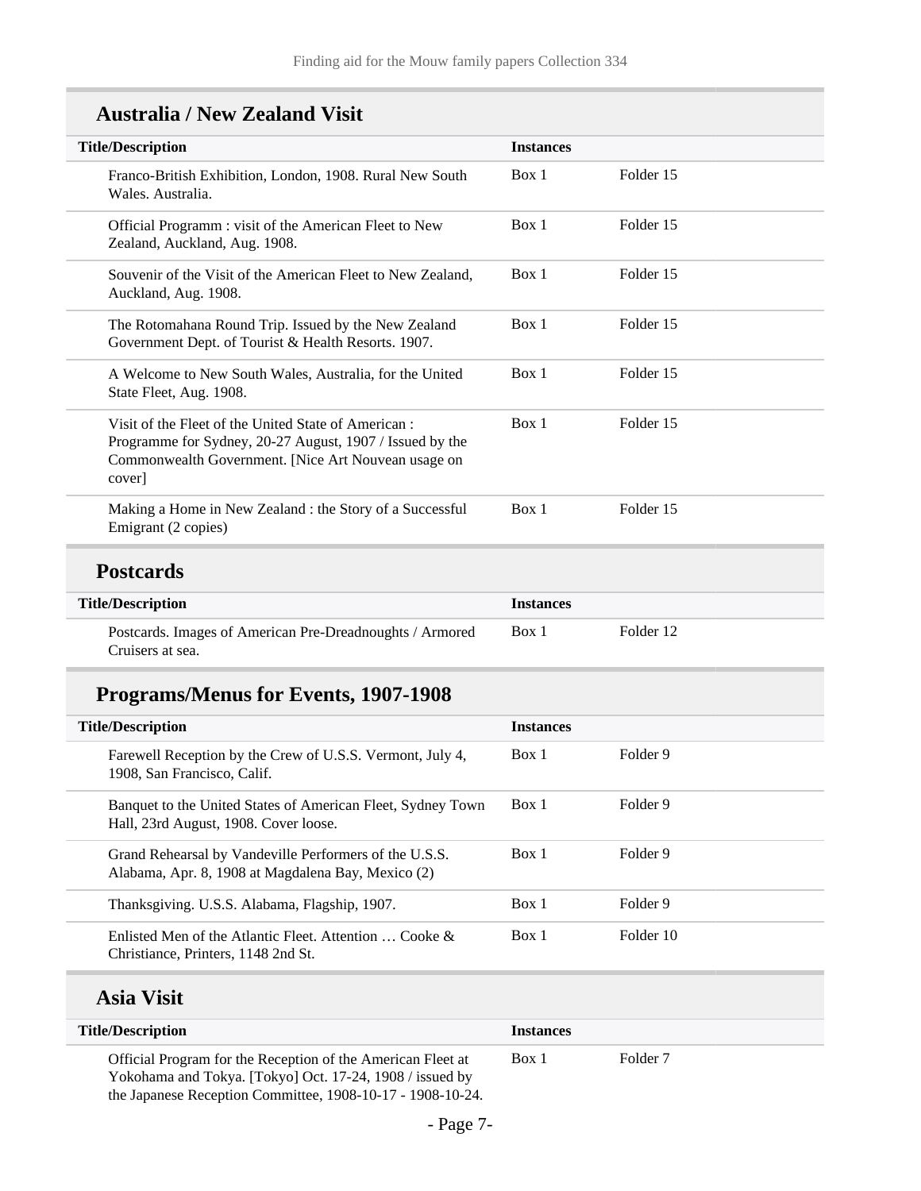## Australia / New Zealand Visit

| Title/Description | Instances | |
|---|---|---|
| Franco-British Exhibition, London, 1908. Rural New South Wales. Australia. | Box 1 | Folder 15 |
| Official Programm : visit of the American Fleet to New Zealand, Auckland, Aug. 1908. | Box 1 | Folder 15 |
| Souvenir of the Visit of the American Fleet to New Zealand, Auckland, Aug. 1908. | Box 1 | Folder 15 |
| The Rotomahana Round Trip. Issued by the New Zealand Government Dept. of Tourist & Health Resorts. 1907. | Box 1 | Folder 15 |
| A Welcome to New South Wales, Australia, for the United State Fleet, Aug. 1908. | Box 1 | Folder 15 |
| Visit of the Fleet of the United State of American : Programme for Sydney, 20-27 August, 1907 / Issued by the Commonwealth Government. [Nice Art Nouvean usage on cover] | Box 1 | Folder 15 |
| Making a Home in New Zealand : the Story of a Successful Emigrant (2 copies) | Box 1 | Folder 15 |

## Postcards

| Title/Description | Instances | |
|---|---|---|
| Postcards. Images of American Pre-Dreadnoughts / Armored Cruisers at sea. | Box 1 | Folder 12 |

## Programs/Menus for Events, 1907-1908

| Title/Description | Instances | |
|---|---|---|
| Farewell Reception by the Crew of U.S.S. Vermont, July 4, 1908, San Francisco, Calif. | Box 1 | Folder 9 |
| Banquet to the United States of American Fleet, Sydney Town Hall, 23rd August, 1908. Cover loose. | Box 1 | Folder 9 |
| Grand Rehearsal by Vandeville Performers of the U.S.S. Alabama, Apr. 8, 1908 at Magdalena Bay, Mexico (2) | Box 1 | Folder 9 |
| Thanksgiving. U.S.S. Alabama, Flagship, 1907. | Box 1 | Folder 9 |
| Enlisted Men of the Atlantic Fleet. Attention … Cooke & Christiance, Printers, 1148 2nd St. | Box 1 | Folder 10 |

## Asia Visit

| Title/Description | Instances | |
|---|---|---|
| Official Program for the Reception of the American Fleet at Yokohama and Tokya. [Tokyo] Oct. 17-24, 1908 / issued by the Japanese Reception Committee, 1908-10-17 - 1908-10-24. | Box 1 | Folder 7 |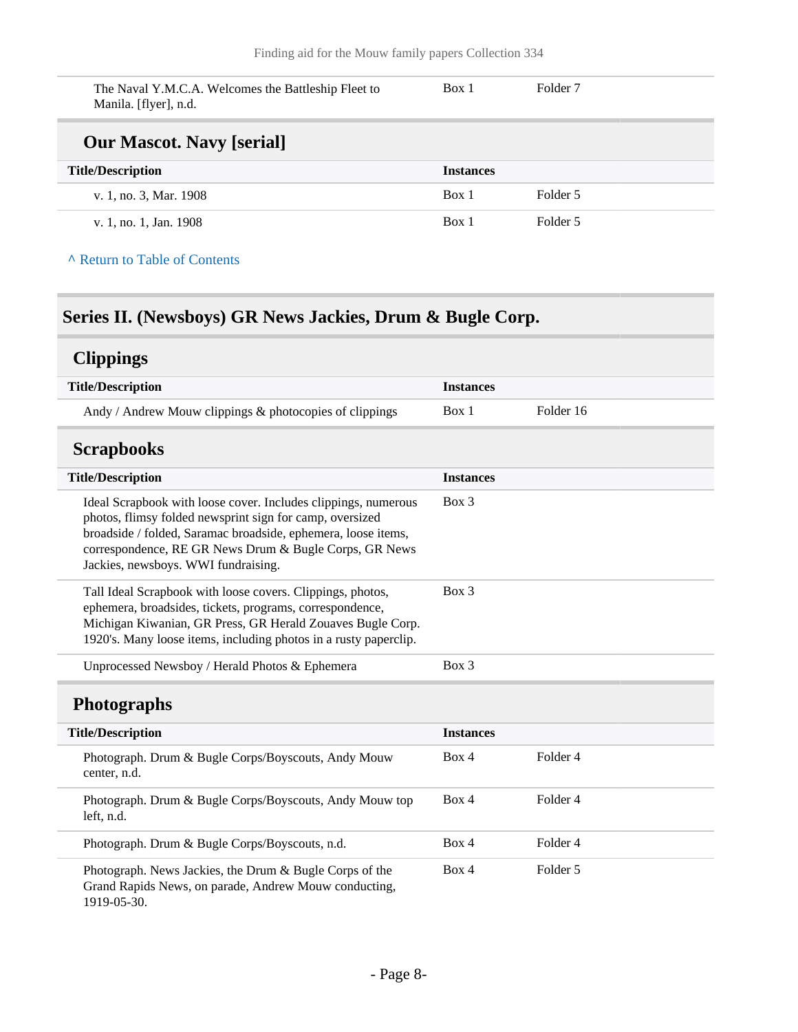| | | |
|---|---|---|
| The Naval Y.M.C.A. Welcomes the Battleship Fleet to Manila. [flyer], n.d. | Box 1 | Folder 7 |

### Our Mascot. Navy [serial]

| Title/Description | Instances | |
|---|---|---|
| v. 1, no. 3, Mar. 1908 | Box 1 | Folder 5 |
| v. 1, no. 1, Jan. 1908 | Box 1 | Folder 5 |

^ Return to Table of Contents

## Series II. (Newsboys) GR News Jackies, Drum & Bugle Corp.

### Clippings

| Title/Description | Instances | |
|---|---|---|
| Andy / Andrew Mouw clippings & photocopies of clippings | Box 1 | Folder 16 |

### Scrapbooks

| Title/Description | Instances |
|---|---|
| Ideal Scrapbook with loose cover. Includes clippings, numerous photos, flimsy folded newsprint sign for camp, oversized broadside / folded, Saramac broadside, ephemera, loose items, correspondence, RE GR News Drum & Bugle Corps, GR News Jackies, newsboys. WWI fundraising. | Box 3 |
| Tall Ideal Scrapbook with loose covers. Clippings, photos, ephemera, broadsides, tickets, programs, correspondence, Michigan Kiwanian, GR Press, GR Herald Zouaves Bugle Corp. 1920's. Many loose items, including photos in a rusty paperclip. | Box 3 |
| Unprocessed Newsboy / Herald Photos & Ephemera | Box 3 |

### Photographs

| Title/Description | Instances | |
|---|---|---|
| Photograph. Drum & Bugle Corps/Boyscouts, Andy Mouw center, n.d. | Box 4 | Folder 4 |
| Photograph. Drum & Bugle Corps/Boyscouts, Andy Mouw top left, n.d. | Box 4 | Folder 4 |
| Photograph. Drum & Bugle Corps/Boyscouts, n.d. | Box 4 | Folder 4 |
| Photograph. News Jackies, the Drum & Bugle Corps of the Grand Rapids News, on parade, Andrew Mouw conducting, 1919-05-30. | Box 4 | Folder 5 |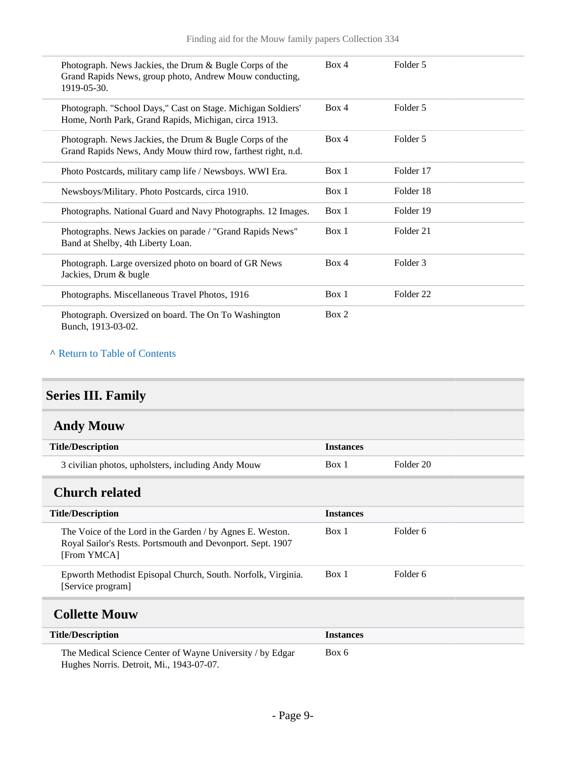| | | |
|---|---|---|
| Photograph. News Jackies, the Drum & Bugle Corps of the Grand Rapids News, group photo, Andrew Mouw conducting, 1919-05-30. | Box 4 | Folder 5 |
| Photograph. "School Days," Cast on Stage. Michigan Soldiers' Home, North Park, Grand Rapids, Michigan, circa 1913. | Box 4 | Folder 5 |
| Photograph. News Jackies, the Drum & Bugle Corps of the Grand Rapids News, Andy Mouw third row, farthest right, n.d. | Box 4 | Folder 5 |
| Photo Postcards, military camp life / Newsboys. WWI Era. | Box 1 | Folder 17 |
| Newsboys/Military. Photo Postcards, circa 1910. | Box 1 | Folder 18 |
| Photographs. National Guard and Navy Photographs. 12 Images. | Box 1 | Folder 19 |
| Photographs. News Jackies on parade / "Grand Rapids News" Band at Shelby, 4th Liberty Loan. | Box 1 | Folder 21 |
| Photograph. Large oversized photo on board of GR News Jackies, Drum & bugle | Box 4 | Folder 3 |
| Photographs. Miscellaneous Travel Photos, 1916 | Box 1 | Folder 22 |
| Photograph. Oversized on board. The On To Washington Bunch, 1913-03-02. | Box 2 | |

^ Return to Table of Contents

## Series III. Family

### Andy Mouw

| Title/Description | Instances | |
|---|---|---|
| 3 civilian photos, upholsters, including Andy Mouw | Box 1 | Folder 20 |

### Church related

| Title/Description | Instances | |
|---|---|---|
| The Voice of the Lord in the Garden / by Agnes E. Weston. Royal Sailor's Rests. Portsmouth and Devonport. Sept. 1907 [From YMCA] | Box 1 | Folder 6 |
| Epworth Methodist Episopal Church, South. Norfolk, Virginia. [Service program] | Box 1 | Folder 6 |

### Collette Mouw

| Title/Description | Instances |
|---|---|
| The Medical Science Center of Wayne University / by Edgar Hughes Norris. Detroit, Mi., 1943-07-07. | Box 6 |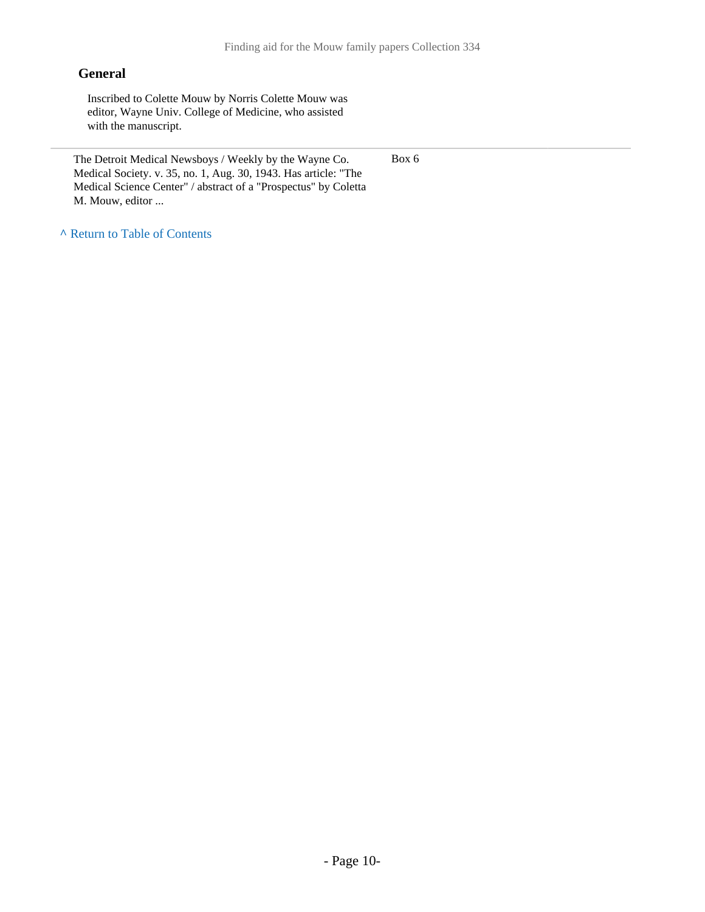### General

Inscribed to Colette Mouw by Norris Colette Mouw was editor, Wayne Univ. College of Medicine, who assisted with the manuscript.

| | |
|---|---|
| The Detroit Medical Newsboys / Weekly by the Wayne Co. Medical Society. v. 35, no. 1, Aug. 30, 1943. Has article: "The Medical Science Center" / abstract of a "Prospectus" by Coletta M. Mouw, editor ... | Box 6 |

^ Return to Table of Contents